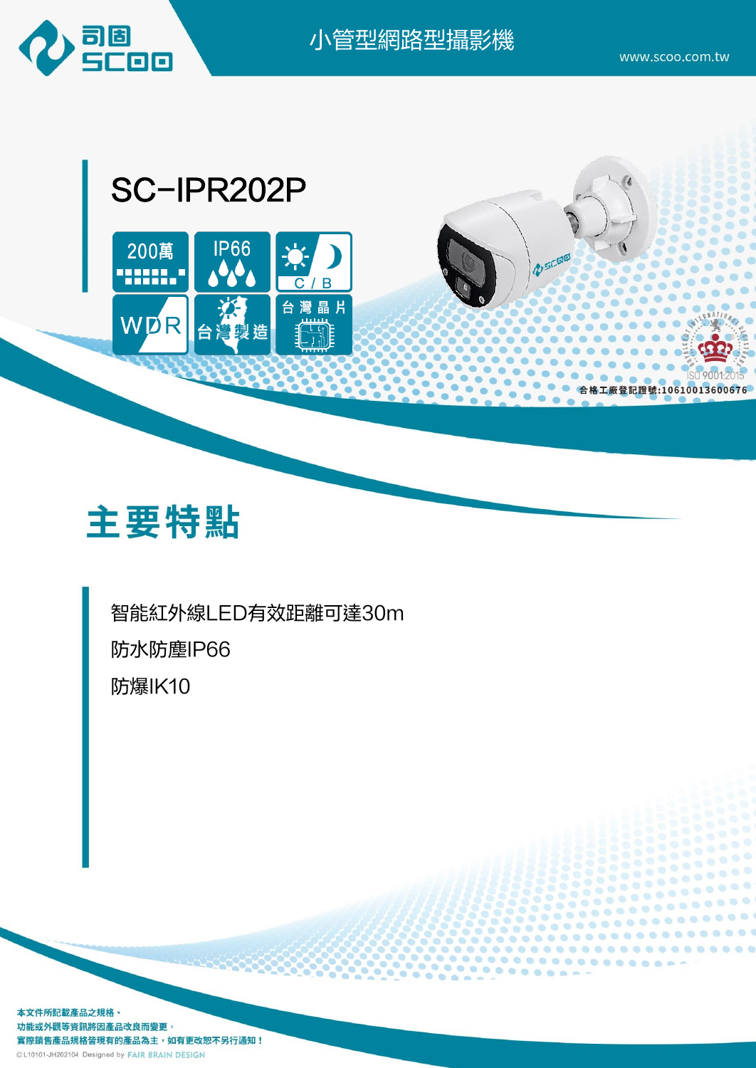司固 SCOO

# 小管型網路型攝影機

www.scoo.com.tw

## SC-IPR202P

200萬 | IP66 | C / B | WDR | 台灣製造 | 台灣晶片

ISO 9001:2015

合格工廠登記證號:10610013600676

## 主要特點

智能紅外線LED有效距離可達30m

防水防塵IP66

防爆IK10

本文件所記載產品之規格、
功能或外觀等資訊將因產品改良而變更，
實際銷售產品規格皆現有的產品為主，如有更改恕不另行通知！

©L10101-JH202104 Designed by FAIR BRAIN DESIGN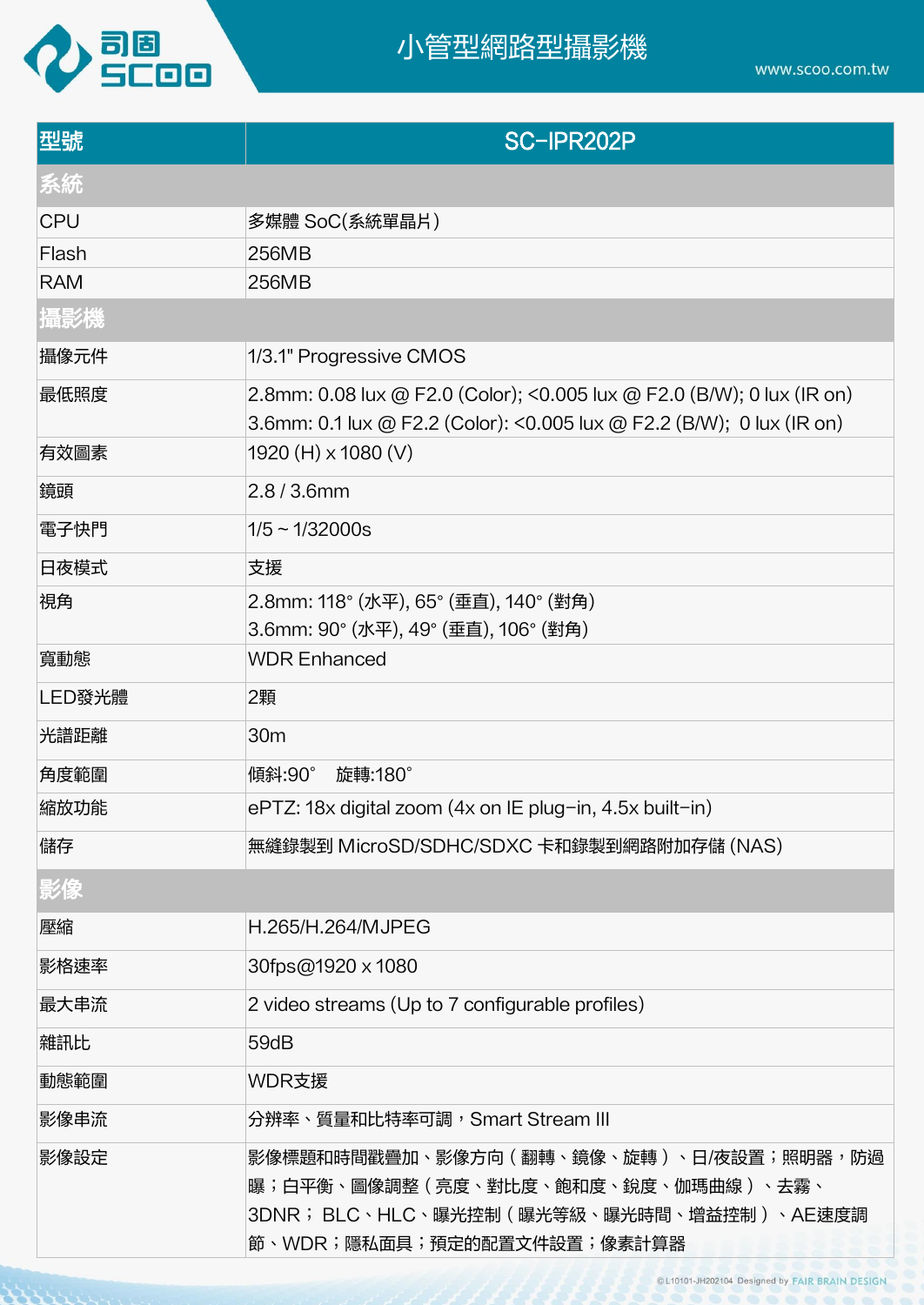# 小管型網路型攝影機

| 型號 | SC-IPR202P |
|---|---|
| **系統** | |
| CPU | 多媒體 SoC(系統單晶片) |
| Flash | 256MB |
| RAM | 256MB |
| **攝影機** | |
| 攝像元件 | 1/3.1" Progressive CMOS |
| 最低照度 | 2.8mm: 0.08 lux @ F2.0 (Color); <0.005 lux @ F2.0 (B/W); 0 lux (IR on)<br>3.6mm: 0.1 lux @ F2.2 (Color): <0.005 lux @ F2.2 (B/W); 0 lux (IR on) |
| 有效圖素 | 1920 (H) x 1080 (V) |
| 鏡頭 | 2.8 / 3.6mm |
| 電子快門 | 1/5 ~ 1/32000s |
| 日夜模式 | 支援 |
| 視角 | 2.8mm: 118° (水平), 65° (垂直), 140° (對角)<br>3.6mm: 90° (水平), 49° (垂直), 106° (對角) |
| 寬動態 | WDR Enhanced |
| LED發光體 | 2顆 |
| 光譜距離 | 30m |
| 角度範圍 | 傾斜:90° 旋轉:180° |
| 縮放功能 | ePTZ: 18x digital zoom (4x on IE plug-in, 4.5x built-in) |
| 儲存 | 無縫錄製到 MicroSD/SDHC/SDXC 卡和錄製到網路附加存儲 (NAS) |
| **影像** | |
| 壓縮 | H.265/H.264/MJPEG |
| 影格速率 | 30fps@1920 x 1080 |
| 最大串流 | 2 video streams (Up to 7 configurable profiles) |
| 雜訊比 | 59dB |
| 動態範圍 | WDR支援 |
| 影像串流 | 分辨率、質量和比特率可調，Smart Stream III |
| 影像設定 | 影像標題和時間戳疊加、影像方向（翻轉、鏡像、旋轉）、日/夜設置；照明器，防過曝；白平衡、圖像調整（亮度、對比度、飽和度、銳度、伽瑪曲線）、去霧、3DNR； BLC、HLC、曝光控制（曝光等級、曝光時間、增益控制）、AE速度調節、WDR；隱私面具；預定的配置文件設置；像素計算器 |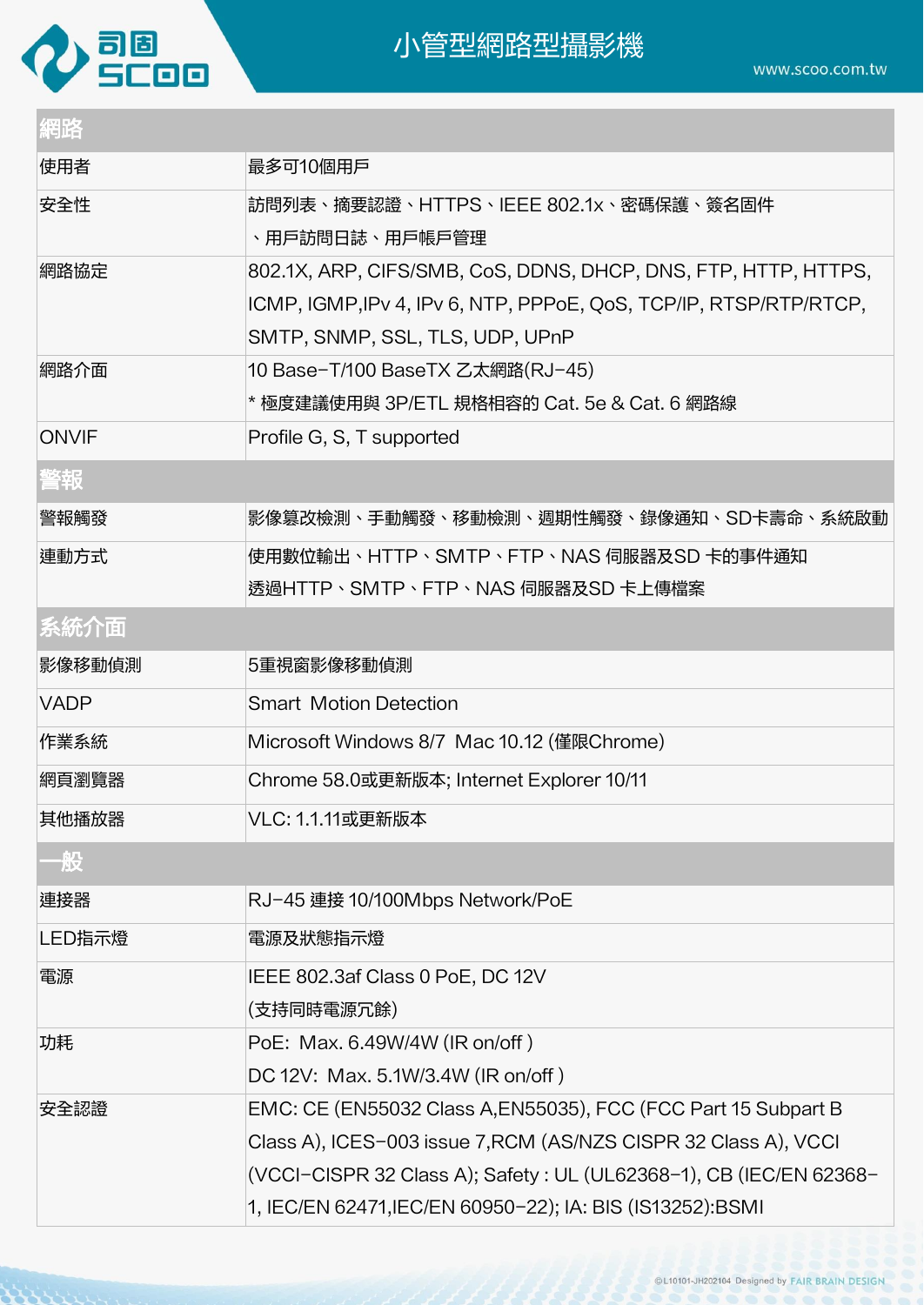# 小管型網路型攝影機

| 網路 | |
|---|---|
| 使用者 | 最多可10個用戶 |
| 安全性 | 訪問列表、摘要認證、HTTPS、IEEE 802.1x、密碼保護、簽名固件、用戶訪問日誌、用戶帳戶管理 |
| 網路協定 | 802.1X, ARP, CIFS/SMB, CoS, DDNS, DHCP, DNS, FTP, HTTP, HTTPS, ICMP, IGMP,IPv 4, IPv 6, NTP, PPPoE, QoS, TCP/IP, RTSP/RTP/RTCP, SMTP, SNMP, SSL, TLS, UDP, UPnP |
| 網路介面 | 10 Base-T/100 BaseTX 乙太網路(RJ-45)<br>* 極度建議使用與 3P/ETL 規格相容的 Cat. 5e & Cat. 6 網路線 |
| ONVIF | Profile G, S, T supported |
| **警報** | |
| 警報觸發 | 影像篡改檢測、手動觸發、移動檢測、週期性觸發、錄像通知、SD卡壽命、系統啟動 |
| 連動方式 | 使用數位輸出、HTTP、SMTP、FTP、NAS 伺服器及SD 卡的事件通知<br>透過HTTP、SMTP、FTP、NAS 伺服器及SD 卡上傳檔案 |
| **系統介面** | |
| 影像移動偵測 | 5重視窗影像移動偵測 |
| VADP | Smart Motion Detection |
| 作業系統 | Microsoft Windows 8/7 Mac 10.12 (僅限Chrome) |
| 網頁瀏覽器 | Chrome 58.0或更新版本; Internet Explorer 10/11 |
| 其他播放器 | VLC: 1.1.11或更新版本 |
| **一般** | |
| 連接器 | RJ-45 連接 10/100Mbps Network/PoE |
| LED指示燈 | 電源及狀態指示燈 |
| 電源 | IEEE 802.3af Class 0 PoE, DC 12V<br>(支持同時電源冗餘) |
| 功耗 | PoE: Max. 6.49W/4W (IR on/off )<br>DC 12V: Max. 5.1W/3.4W (IR on/off ) |
| 安全認證 | EMC: CE (EN55032 Class A,EN55035), FCC (FCC Part 15 Subpart B Class A), ICES-003 issue 7,RCM (AS/NZS CISPR 32 Class A), VCCI (VCCI-CISPR 32 Class A); Safety : UL (UL62368-1), CB (IEC/EN 62368-1, IEC/EN 62471,IEC/EN 60950-22); IA: BIS (IS13252):BSMI |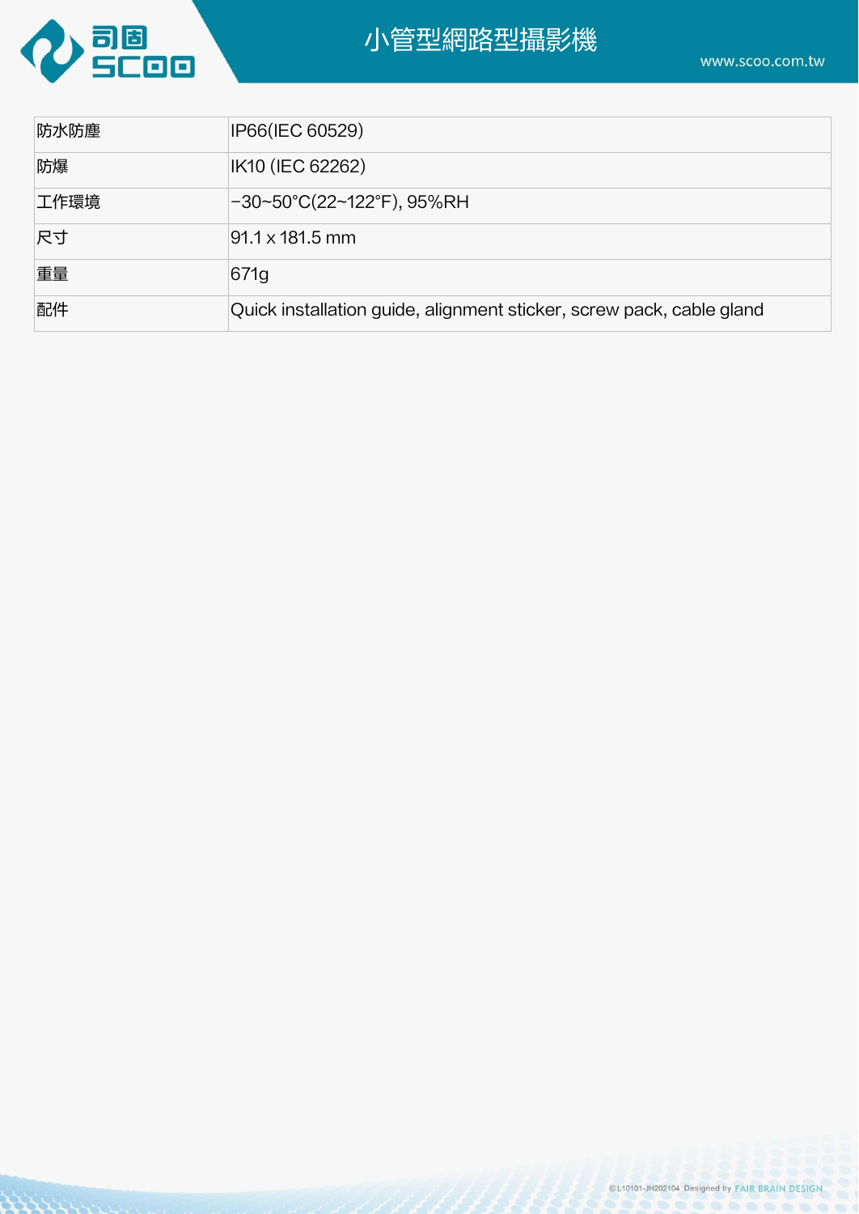| | |
|---|---|
| 防水防塵 | IP66(IEC 60529) |
| 防爆 | IK10 (IEC 62262) |
| 工作環境 | −30~50°C(22~122°F), 95%RH |
| 尺寸 | 91.1 x 181.5 mm |
| 重量 | 671g |
| 配件 | Quick installation guide, alignment sticker, screw pack, cable gland |